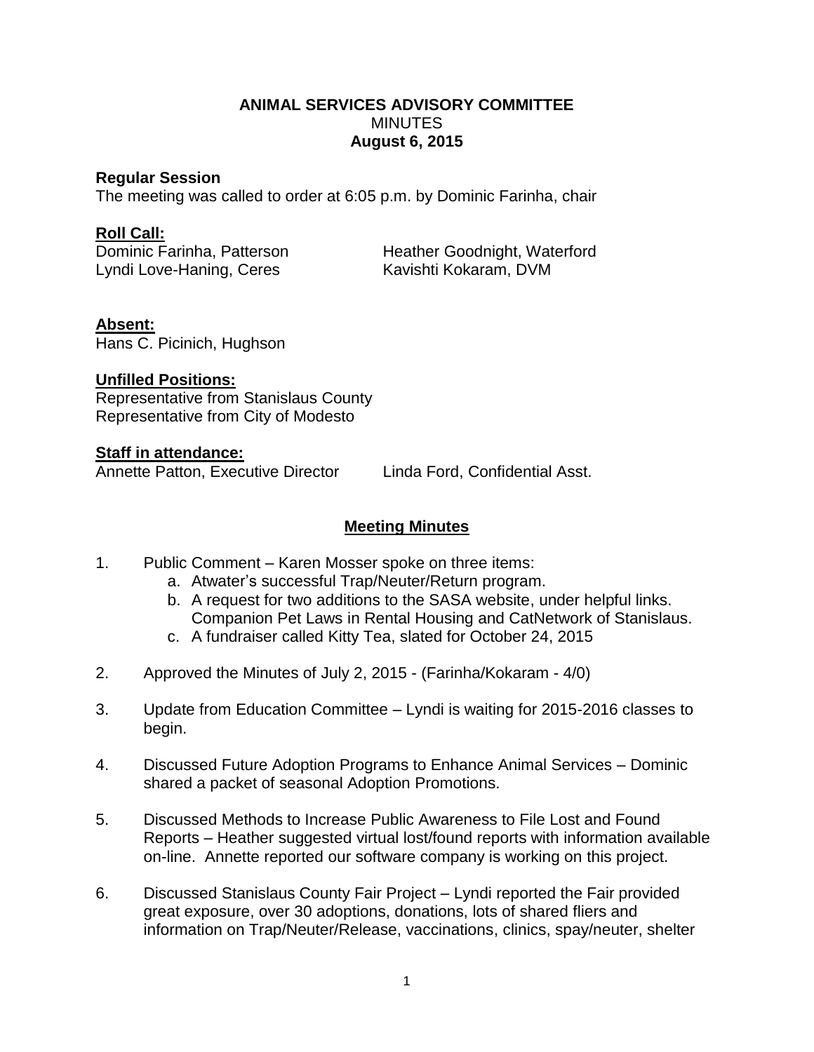**ANIMAL SERVICES ADVISORY COMMITTEE**
MINUTES
**August 6, 2015**

**Regular Session**
The meeting was called to order at 6:05 p.m. by Dominic Farinha, chair

**Roll Call:**
Dominic Farinha, Patterson
Heather Goodnight, Waterford
Lyndi Love-Haning, Ceres
Kavishti Kokaram, DVM

**Absent:**
Hans C. Picinich, Hughson

**Unfilled Positions:**
Representative from Stanislaus County
Representative from City of Modesto

**Staff in attendance:**
Annette Patton, Executive Director
Linda Ford, Confidential Asst.

**Meeting Minutes**

1. Public Comment – Karen Mosser spoke on three items:
   a. Atwater's successful Trap/Neuter/Return program.
   b. A request for two additions to the SASA website, under helpful links. Companion Pet Laws in Rental Housing and CatNetwork of Stanislaus.
   c. A fundraiser called Kitty Tea, slated for October 24, 2015

2. Approved the Minutes of July 2, 2015 - (Farinha/Kokaram - 4/0)

3. Update from Education Committee – Lyndi is waiting for 2015-2016 classes to begin.

4. Discussed Future Adoption Programs to Enhance Animal Services – Dominic shared a packet of seasonal Adoption Promotions.

5. Discussed Methods to Increase Public Awareness to File Lost and Found Reports – Heather suggested virtual lost/found reports with information available on-line. Annette reported our software company is working on this project.

6. Discussed Stanislaus County Fair Project – Lyndi reported the Fair provided great exposure, over 30 adoptions, donations, lots of shared fliers and information on Trap/Neuter/Release, vaccinations, clinics, spay/neuter, shelter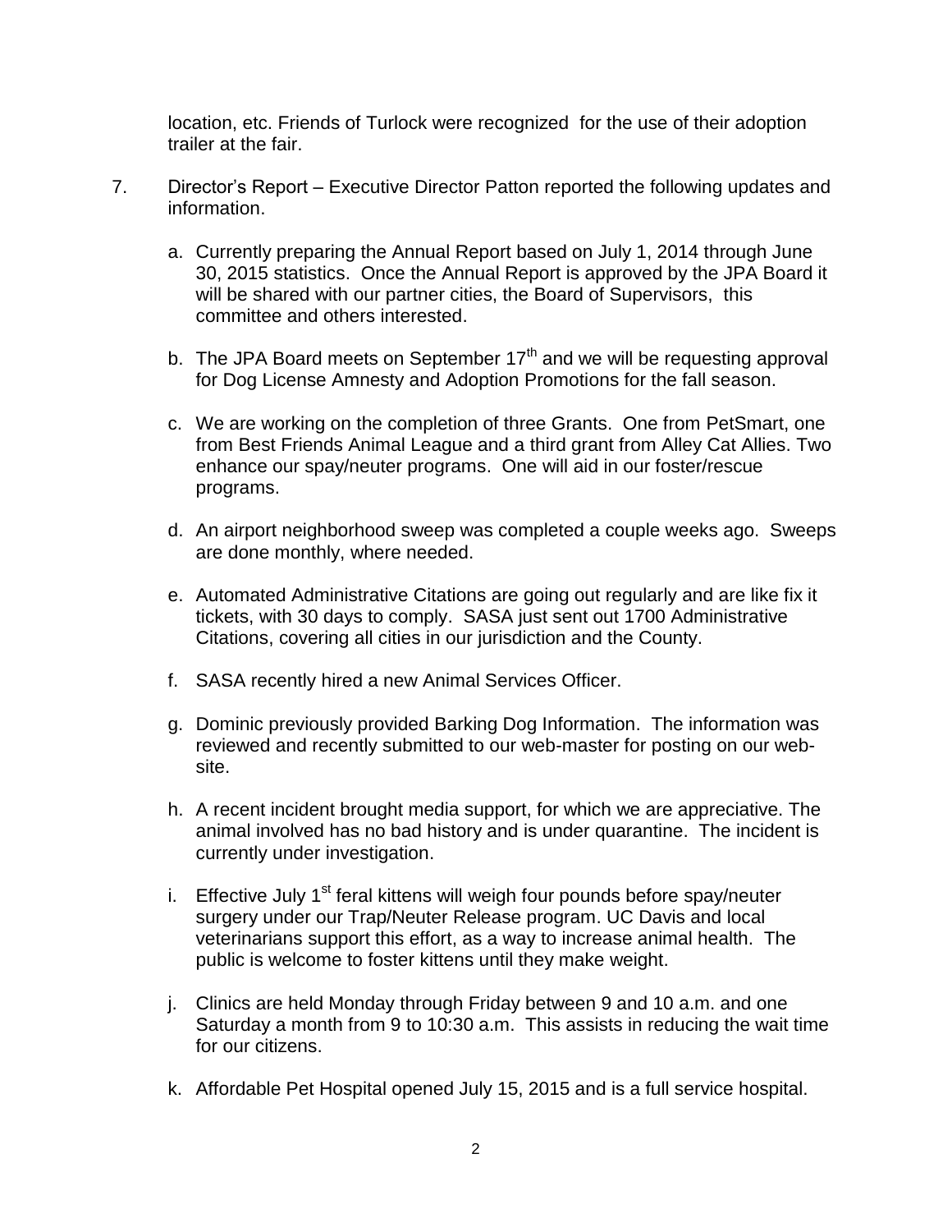location, etc. Friends of Turlock were recognized for the use of their adoption trailer at the fair.

7. Director's Report – Executive Director Patton reported the following updates and information.

   a. Currently preparing the Annual Report based on July 1, 2014 through June 30, 2015 statistics. Once the Annual Report is approved by the JPA Board it will be shared with our partner cities, the Board of Supervisors, this committee and others interested.

   b. The JPA Board meets on September 17th and we will be requesting approval for Dog License Amnesty and Adoption Promotions for the fall season.

   c. We are working on the completion of three Grants. One from PetSmart, one from Best Friends Animal League and a third grant from Alley Cat Allies. Two enhance our spay/neuter programs. One will aid in our foster/rescue programs.

   d. An airport neighborhood sweep was completed a couple weeks ago. Sweeps are done monthly, where needed.

   e. Automated Administrative Citations are going out regularly and are like fix it tickets, with 30 days to comply. SASA just sent out 1700 Administrative Citations, covering all cities in our jurisdiction and the County.

   f. SASA recently hired a new Animal Services Officer.

   g. Dominic previously provided Barking Dog Information. The information was reviewed and recently submitted to our web-master for posting on our web-site.

   h. A recent incident brought media support, for which we are appreciative. The animal involved has no bad history and is under quarantine. The incident is currently under investigation.

   i. Effective July 1st feral kittens will weigh four pounds before spay/neuter surgery under our Trap/Neuter Release program. UC Davis and local veterinarians support this effort, as a way to increase animal health. The public is welcome to foster kittens until they make weight.

   j. Clinics are held Monday through Friday between 9 and 10 a.m. and one Saturday a month from 9 to 10:30 a.m. This assists in reducing the wait time for our citizens.

   k. Affordable Pet Hospital opened July 15, 2015 and is a full service hospital.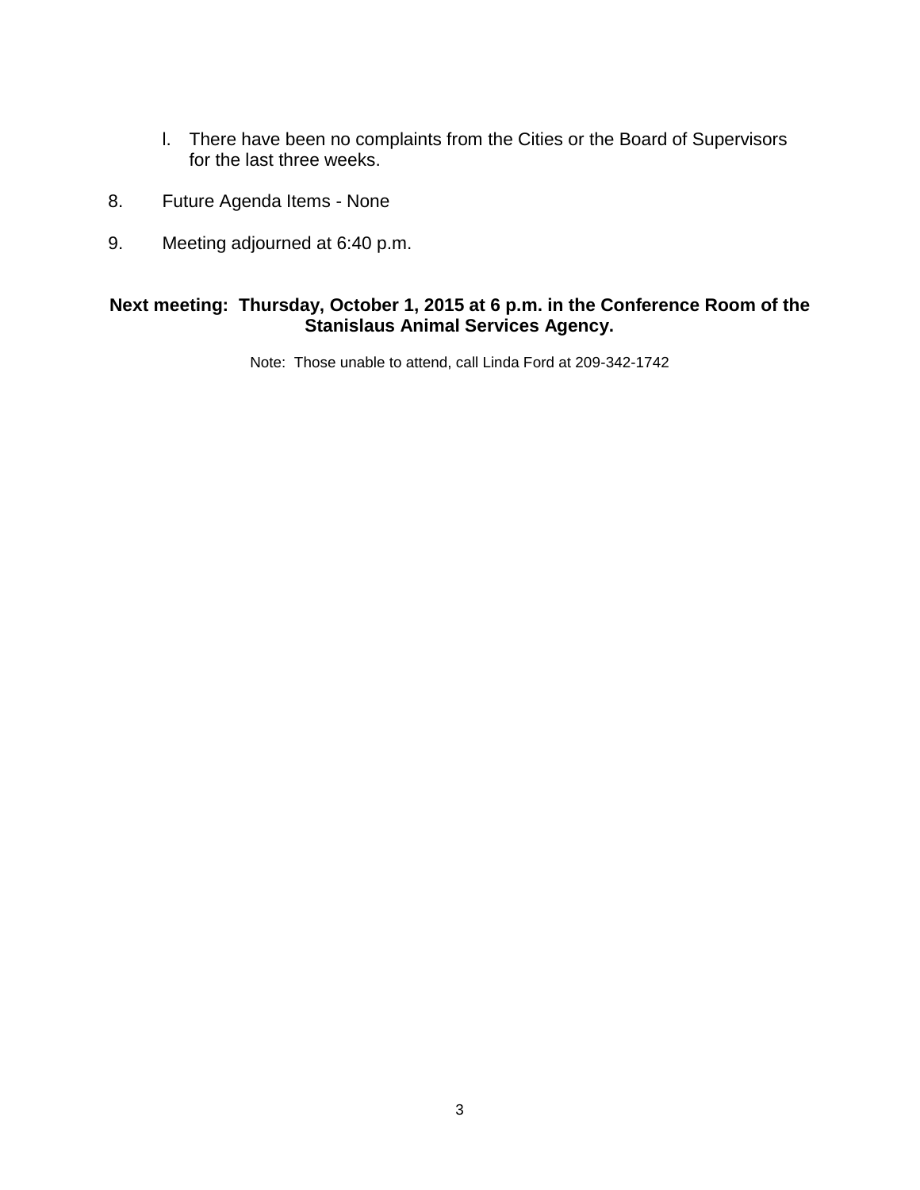l. There have been no complaints from the Cities or the Board of Supervisors for the last three weeks.

8. Future Agenda Items - None

9. Meeting adjourned at 6:40 p.m.

**Next meeting: Thursday, October 1, 2015 at 6 p.m. in the Conference Room of the Stanislaus Animal Services Agency.**

Note: Those unable to attend, call Linda Ford at 209-342-1742